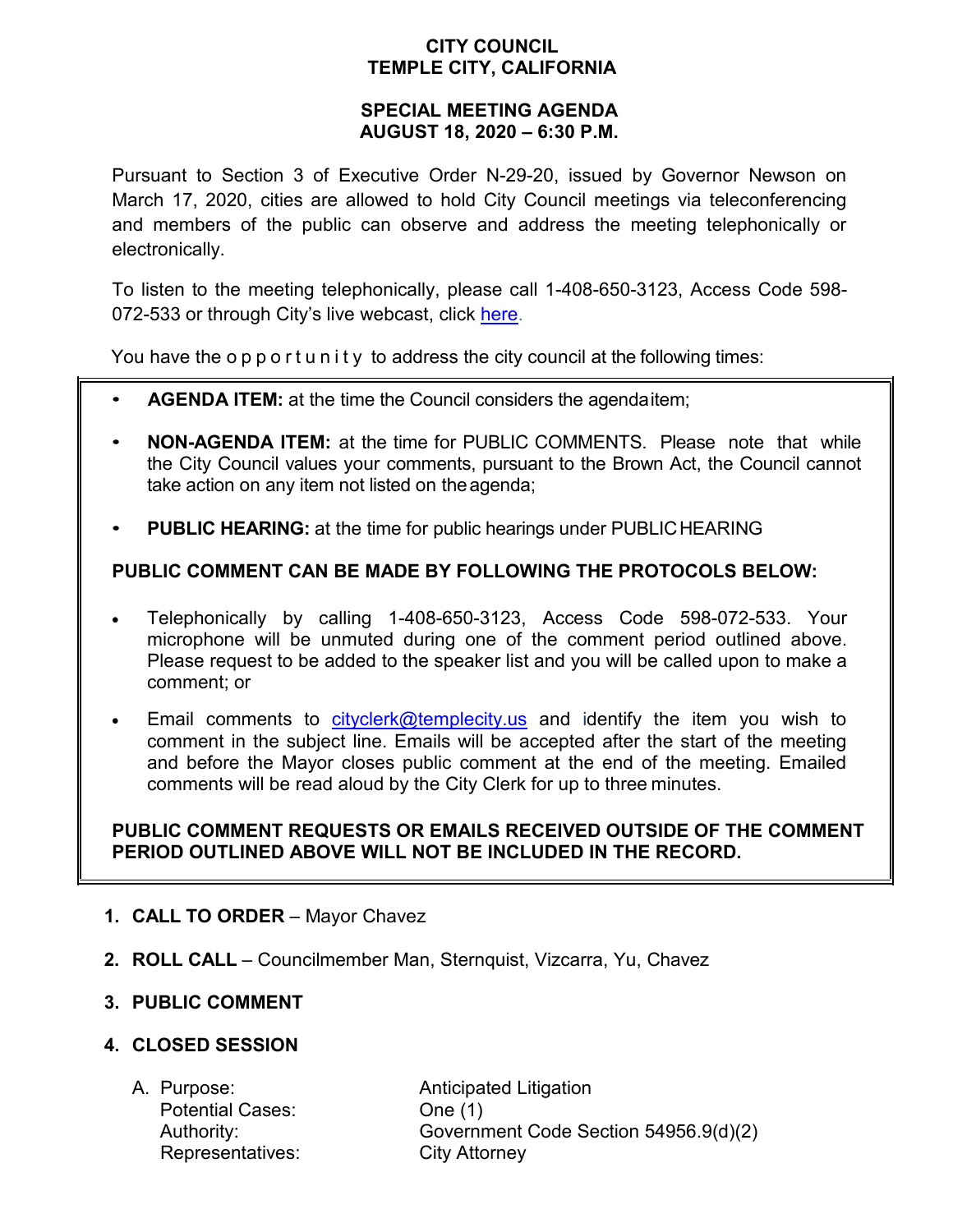# CITY COUNCIL
# TEMPLE CITY, CALIFORNIA

## SPECIAL MEETING AGENDA
## AUGUST 18, 2020 – 6:30 P.M.

Pursuant to Section 3 of Executive Order N-29-20, issued by Governor Newson on March 17, 2020, cities are allowed to hold City Council meetings via teleconferencing and members of the public can observe and address the meeting telephonically or electronically.

To listen to the meeting telephonically, please call 1-408-650-3123, Access Code 598-072-533 or through City's live webcast, click here.

You have the opportunity to address the city council at the following times:

- **AGENDA ITEM:** at the time the Council considers the agenda item;
- **NON-AGENDA ITEM:** at the time for PUBLIC COMMENTS. Please note that while the City Council values your comments, pursuant to the Brown Act, the Council cannot take action on any item not listed on the agenda;
- **PUBLIC HEARING:** at the time for public hearings under PUBLIC HEARING

**PUBLIC COMMENT CAN BE MADE BY FOLLOWING THE PROTOCOLS BELOW:**

- Telephonically by calling 1-408-650-3123, Access Code 598-072-533. Your microphone will be unmuted during one of the comment period outlined above. Please request to be added to the speaker list and you will be called upon to make a comment; or
- Email comments to cityclerk@templecity.us and identify the item you wish to comment in the subject line. Emails will be accepted after the start of the meeting and before the Mayor closes public comment at the end of the meeting. Emailed comments will be read aloud by the City Clerk for up to three minutes.

**PUBLIC COMMENT REQUESTS OR EMAILS RECEIVED OUTSIDE OF THE COMMENT PERIOD OUTLINED ABOVE WILL NOT BE INCLUDED IN THE RECORD.**

1. **CALL TO ORDER** – Mayor Chavez
2. **ROLL CALL** – Councilmember Man, Sternquist, Vizcarra, Yu, Chavez
3. **PUBLIC COMMENT**
4. **CLOSED SESSION**

   A. Purpose: Anticipated Litigation
      Potential Cases: One (1)
      Authority: Government Code Section 54956.9(d)(2)
      Representatives: City Attorney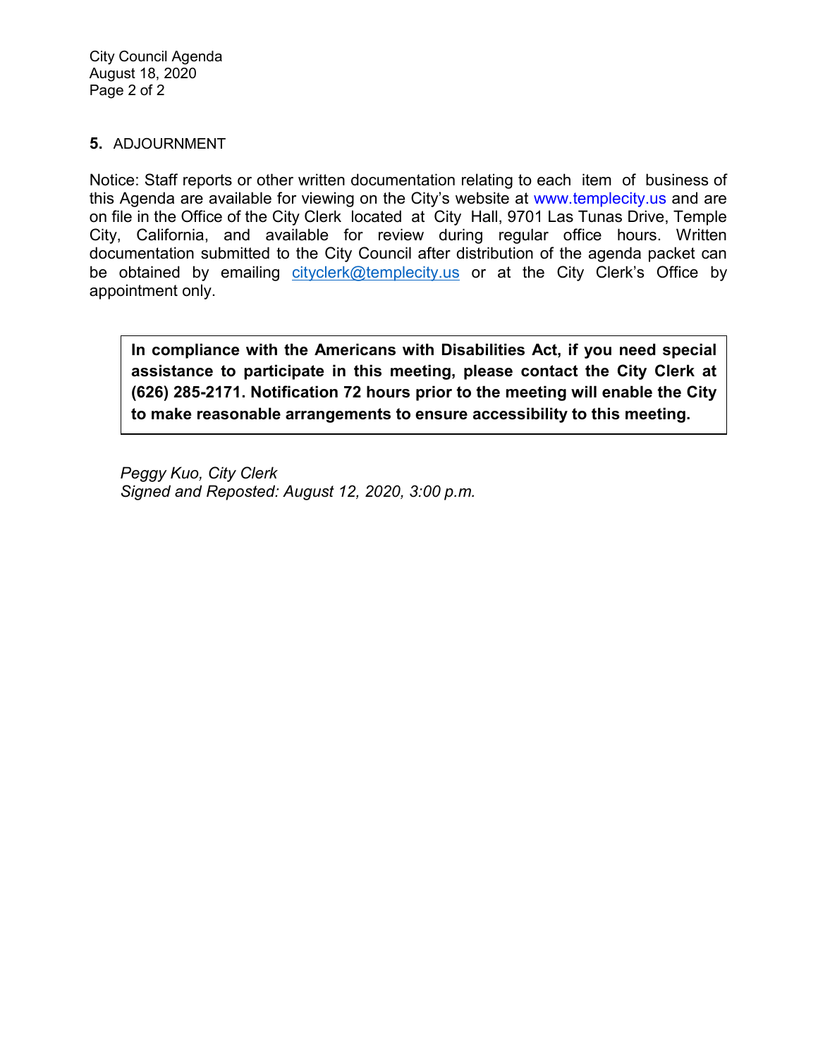**5.** ADJOURNMENT

Notice: Staff reports or other written documentation relating to each item of business of this Agenda are available for viewing on the City's website at www.templecity.us and are on file in the Office of the City Clerk located at City Hall, 9701 Las Tunas Drive, Temple City, California, and available for review during regular office hours. Written documentation submitted to the City Council after distribution of the agenda packet can be obtained by emailing cityclerk@templecity.us or at the City Clerk's Office by appointment only.

**In compliance with the Americans with Disabilities Act, if you need special assistance to participate in this meeting, please contact the City Clerk at (626) 285-2171. Notification 72 hours prior to the meeting will enable the City to make reasonable arrangements to ensure accessibility to this meeting.**

*Peggy Kuo, City Clerk*
*Signed and Reposted: August 12, 2020, 3:00 p.m.*